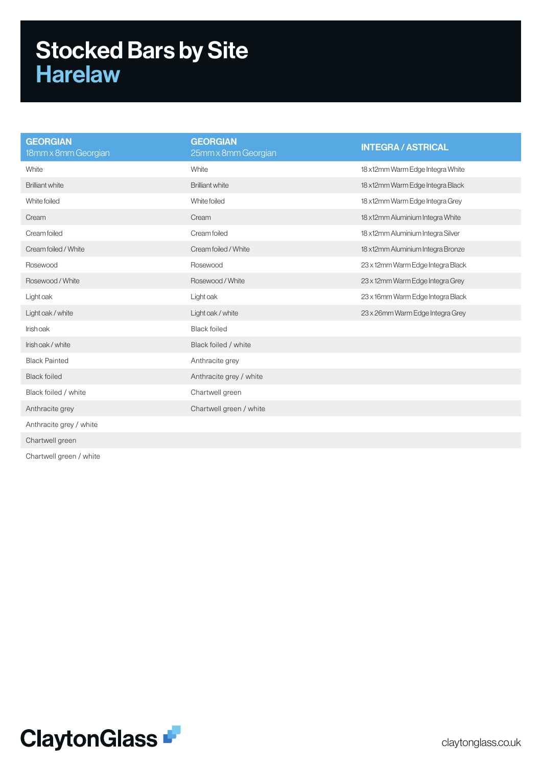# Stocked Bars by Site
## Harelaw

| GEORGIAN 18mm x 8mm Georgian | GEORGIAN 25mm x 8mm Georgian | INTEGRA / ASTRICAL |
|---|---|---|
| White | White | 18 x12mm Warm Edge Integra White |
| Brilliant white | Brilliant white | 18 x12mm Warm Edge Integra Black |
| White foiled | White foiled | 18 x12mm Warm Edge Integra Grey |
| Cream | Cream | 18 x12mm Aluminium Integra White |
| Cream foiled | Cream foiled | 18 x12mm Aluminium Integra Silver |
| Cream foiled / White | Cream foiled / White | 18 x12mm Aluminium Integra Bronze |
| Rosewood | Rosewood | 23 x 12mm Warm Edge Integra Black |
| Rosewood / White | Rosewood / White | 23 x 12mm Warm Edge Integra Grey |
| Light oak | Light oak | 23 x 16mm Warm Edge Integra Black |
| Light oak / white | Light oak / white | 23 x 26mm Warm Edge Integra Grey |
| Irish oak | Black foiled | |
| Irish oak / white | Black foiled / white | |
| Black Painted | Anthracite grey | |
| Black foiled | Anthracite grey / white | |
| Black foiled / white | Chartwell green | |
| Anthracite grey | Chartwell green / white | |
| Anthracite grey / white | | |
| Chartwell green | | |
| Chartwell green / white | | |

ClaytonGlass

claytonglass.co.uk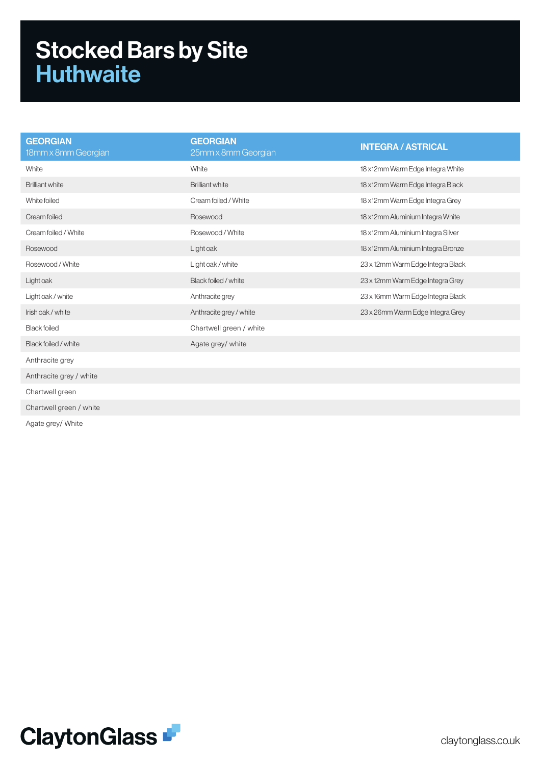# Stocked Bars by Site
## Huthwaite

| GEORGIAN 18mm x 8mm Georgian | GEORGIAN 25mm x 8mm Georgian | INTEGRA / ASTRICAL |
|---|---|---|
| White | White | 18 x12mm Warm Edge Integra White |
| Brilliant white | Brilliant white | 18 x12mm Warm Edge Integra Black |
| White foiled | Cream foiled / White | 18 x12mm Warm Edge Integra Grey |
| Cream foiled | Rosewood | 18 x12mm Aluminium Integra White |
| Cream foiled / White | Rosewood / White | 18 x12mm Aluminium Integra Silver |
| Rosewood | Light oak | 18 x12mm Aluminium Integra Bronze |
| Rosewood / White | Light oak / white | 23 x 12mm Warm Edge Integra Black |
| Light oak | Black foiled / white | 23 x 12mm Warm Edge Integra Grey |
| Light oak / white | Anthracite grey | 23 x 16mm Warm Edge Integra Black |
| Irish oak / white | Anthracite grey / white | 23 x 26mm Warm Edge Integra Grey |
| Black foiled | Chartwell green / white | |
| Black foiled / white | Agate grey/ white | |
| Anthracite grey | | |
| Anthracite grey / white | | |
| Chartwell green | | |
| Chartwell green / white | | |
| Agate grey/ White | | |

ClaytonGlass

claytonglass.co.uk